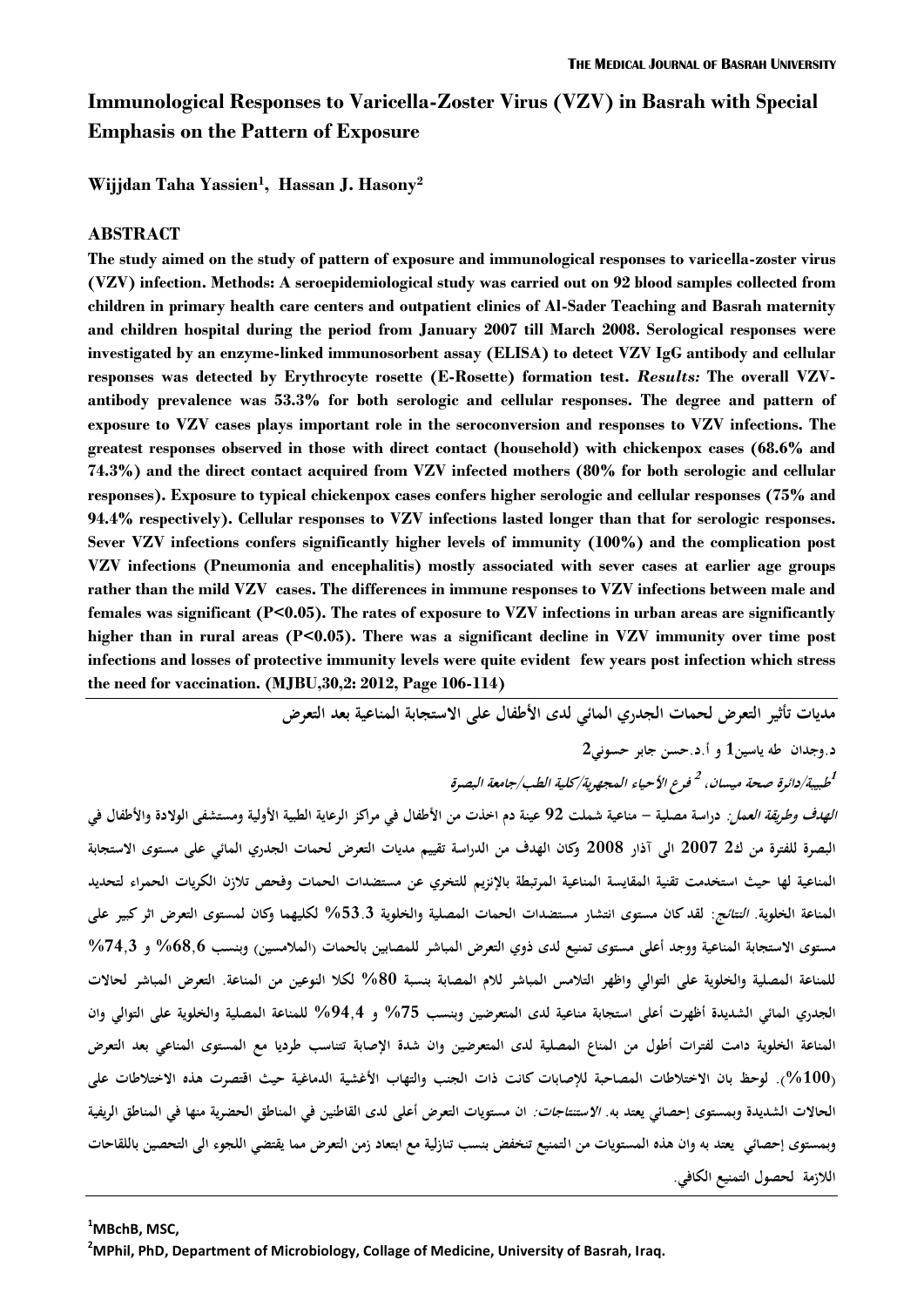# Immunological Responses to Varicella-Zoster Virus (VZV) in Basrah with Special Emphasis on the Pattern of Exposure

**Wijjdan Taha Yassien[1], Hassan J. Hasony[2]**

## ABSTRACT

**The study aimed on the study of pattern of exposure and immunological responses to varicella-zoster virus (VZV) infection. Methods: A seroepidemiological study was carried out on 92 blood samples collected from children in primary health care centers and outpatient clinics of Al-Sader Teaching and Basrah maternity and children hospital during the period from January 2007 till March 2008. Serological responses were investigated by an enzyme-linked immunosorbent assay (ELISA) to detect VZV IgG antibody and cellular responses was detected by Erythrocyte rosette (E-Rosette) formation test. *Results:* The overall VZV-antibody prevalence was 53.3% for both serologic and cellular responses. The degree and pattern of exposure to VZV cases plays important role in the seroconversion and responses to VZV infections. The greatest responses observed in those with direct contact (household) with chickenpox cases (68.6% and 74.3%) and the direct contact acquired from VZV infected mothers (80% for both serologic and cellular responses). Exposure to typical chickenpox cases confers higher serologic and cellular responses (75% and 94.4% respectively). Cellular responses to VZV infections lasted longer than that for serologic responses. Sever VZV infections confers significantly higher levels of immunity (100%) and the complication post VZV infections (Pneumonia and encephalitis) mostly associated with sever cases at earlier age groups rather than the mild VZV cases. The differences in immune responses to VZV infections between male and females was significant (P<0.05). The rates of exposure to VZV infections in urban areas are significantly higher than in rural areas (P<0.05). There was a significant decline in VZV immunity over time post infections and losses of protective immunity levels were quite evident few years post infection which stress the need for vaccination. (MJBU,30,2: 2012, Page 106-114)**

---

**مديات تأثير التعرض لحمات الجدري المائي لدى الأطفال على الاستجابة المناعية بعد التعرض**

**د.وجدان طه ياسين1 و أ.د.حسن جابر حسوني2**

***[1]طبيبة/دائرة صحة ميسان، [2] فرع الأحياء المجهرية/كلية الطب/جامعة البصرة***

***الهدف وطريقة العمل:*** **دراسة مصلية – مناعية شملت 92 عينة دم اخذت من الأطفال في مراكز الرعاية الطبية الأولية ومستشفى الولادة والأطفال في البصرة للفترة من ك2 2007 الى آذار 2008 وكان الهدف من الدراسة تقييم مديات التعرض لحمات الجدري المائي على مستوى الاستجابة المناعية لها حيث استخدمت تقنية المقايسة المناعية المرتبطة بالإنزيم للتحري عن مستضدات الحمات المصلية وفحص تلازن الكريات الحمراء لتحديد المناعة الخلوية.** ***النتائج:*** **لقد كان مستوى انتشار مستضدات الحمات المصلية والخلوية 53.3% لكليهما وكان لمستوى التعرض اثر كبير على مستوى الاستجابة المناعية ووجد أعلى مستوى تمنيع لدى ذوي التعرض المباشر للمصابين بالحمات (الملامسين) وبنسب 68,6% و 74,3% للمناعة المصلية والخلوية على التوالي واظهر التلامس المباشر للام المصابة بنسبة 80% لكلا النوعين من المناعة. التعرض المباشر لحالات الجدري المائي الشديدة أظهرت أعلى استجابة مناعية لدى المتعرضين وبنسب 75% و 94,4% للمناعة المصلية والخلوية على التوالي وان المناعة الخلوية دامت لفترات أطول من المناع المصلية لدى المتعرضين وان شدة الإصابة تتناسب طرديا مع المستوى المناعي بعد التعرض (100%). لوحظ بان الاختلاطات المصاحبة للإصابات كانت ذات الجنب والتهاب الأغشية الدماغية حيث اقتصرت هذه الاختلاطات على الحالات الشديدة وبمستوى إحصائي يعتد به.** ***الاستنتاجات:*** **ان مستويات التعرض أعلى لدى القاطنين في المناطق الحضرية منها في المناطق الريفية وبمستوى إحصائي يعتد به وان هذه المستويات من التمنيع تنخفض بنسب تنازلية مع ابتعاد زمن التعرض مما يقتضي اللجوء الى التحصين باللقاحات اللازمة لحصول التمنيع الكافي.**

---

[1]**MBchB, MSC,**

[2]**MPhil, PhD, Department of Microbiology, Collage of Medicine, University of Basrah, Iraq.**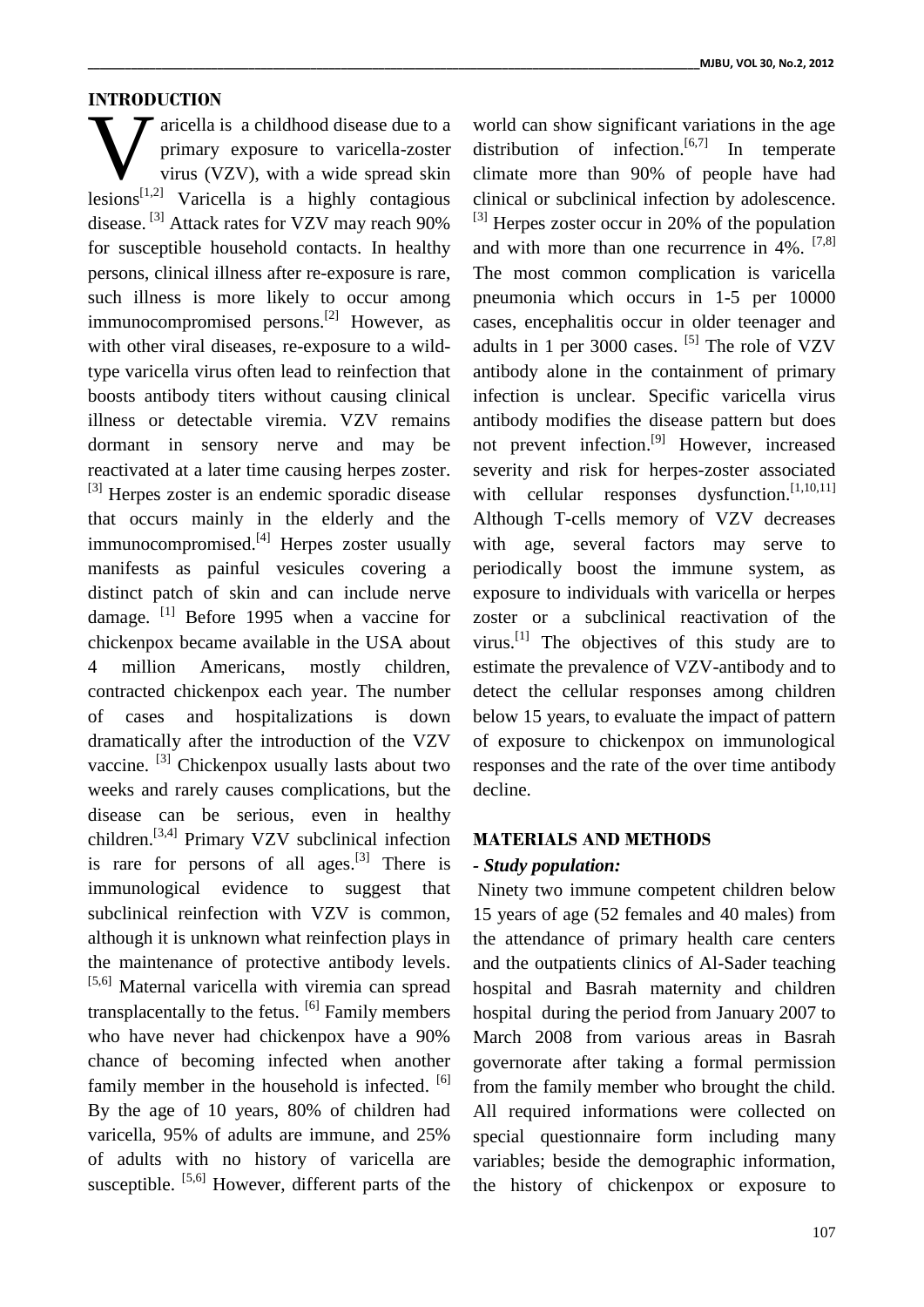## INTRODUCTION

Varicella is a childhood disease due to a primary exposure to varicella-zoster virus (VZV), with a wide spread skin lesions[1,2] Varicella is a highly contagious disease. [3] Attack rates for VZV may reach 90% for susceptible household contacts. In healthy persons, clinical illness after re-exposure is rare, such illness is more likely to occur among immunocompromised persons.[2] However, as with other viral diseases, re-exposure to a wild-type varicella virus often lead to reinfection that boosts antibody titers without causing clinical illness or detectable viremia. VZV remains dormant in sensory nerve and may be reactivated at a later time causing herpes zoster. [3] Herpes zoster is an endemic sporadic disease that occurs mainly in the elderly and the immunocompromised.[4] Herpes zoster usually manifests as painful vesicules covering a distinct patch of skin and can include nerve damage. [1] Before 1995 when a vaccine for chickenpox became available in the USA about 4 million Americans, mostly children, contracted chickenpox each year. The number of cases and hospitalizations is down dramatically after the introduction of the VZV vaccine. [3] Chickenpox usually lasts about two weeks and rarely causes complications, but the disease can be serious, even in healthy children.[3,4] Primary VZV subclinical infection is rare for persons of all ages.[3] There is immunological evidence to suggest that subclinical reinfection with VZV is common, although it is unknown what reinfection plays in the maintenance of protective antibody levels. [5,6] Maternal varicella with viremia can spread transplacentally to the fetus. [6] Family members who have never had chickenpox have a 90% chance of becoming infected when another family member in the household is infected. [6] By the age of 10 years, 80% of children had varicella, 95% of adults are immune, and 25% of adults with no history of varicella are susceptible. [5,6] However, different parts of the world can show significant variations in the age distribution of infection.[6,7] In temperate climate more than 90% of people have had clinical or subclinical infection by adolescence. [3] Herpes zoster occur in 20% of the population and with more than one recurrence in 4%. [7,8] The most common complication is varicella pneumonia which occurs in 1-5 per 10000 cases, encephalitis occur in older teenager and adults in 1 per 3000 cases. [5] The role of VZV antibody alone in the containment of primary infection is unclear. Specific varicella virus antibody modifies the disease pattern but does not prevent infection.[9] However, increased severity and risk for herpes-zoster associated with cellular responses dysfunction.[1,10,11] Although T-cells memory of VZV decreases with age, several factors may serve to periodically boost the immune system, as exposure to individuals with varicella or herpes zoster or a subclinical reactivation of the virus.[1] The objectives of this study are to estimate the prevalence of VZV-antibody and to detect the cellular responses among children below 15 years, to evaluate the impact of pattern of exposure to chickenpox on immunological responses and the rate of the over time antibody decline.

## MATERIALS AND METHODS

**- *Study population:***

Ninety two immune competent children below 15 years of age (52 females and 40 males) from the attendance of primary health care centers and the outpatients clinics of Al-Sader teaching hospital and Basrah maternity and children hospital during the period from January 2007 to March 2008 from various areas in Basrah governorate after taking a formal permission from the family member who brought the child. All required informations were collected on special questionnaire form including many variables; beside the demographic information, the history of chickenpox or exposure to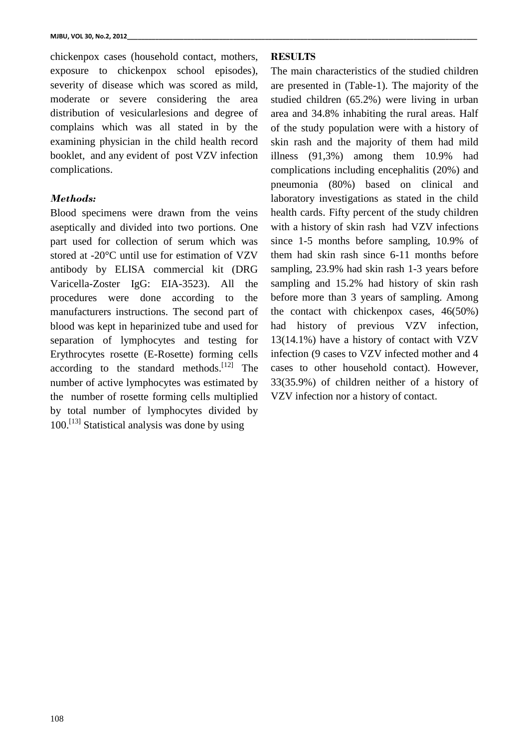chickenpox cases (household contact, mothers, exposure to chickenpox school episodes), severity of disease which was scored as mild, moderate or severe considering the area distribution of vesicularlesions and degree of complains which was all stated in by the examining physician in the child health record booklet, and any evident of post VZV infection complications.

### *Methods:*

Blood specimens were drawn from the veins aseptically and divided into two portions. One part used for collection of serum which was stored at -20°C until use for estimation of VZV antibody by ELISA commercial kit (DRG Varicella-Zoster IgG: EIA-3523). All the procedures were done according to the manufacturers instructions. The second part of blood was kept in heparinized tube and used for separation of lymphocytes and testing for Erythrocytes rosette (E-Rosette) forming cells according to the standard methods.[12] The number of active lymphocytes was estimated by the number of rosette forming cells multiplied by total number of lymphocytes divided by 100.[13] Statistical analysis was done by using

## RESULTS

The main characteristics of the studied children are presented in (Table-1). The majority of the studied children (65.2%) were living in urban area and 34.8% inhabiting the rural areas. Half of the study population were with a history of skin rash and the majority of them had mild illness (91,3%) among them 10.9% had complications including encephalitis (20%) and pneumonia (80%) based on clinical and laboratory investigations as stated in the child health cards. Fifty percent of the study children with a history of skin rash had VZV infections since 1-5 months before sampling, 10.9% of them had skin rash since 6-11 months before sampling, 23.9% had skin rash 1-3 years before sampling and 15.2% had history of skin rash before more than 3 years of sampling. Among the contact with chickenpox cases, 46(50%) had history of previous VZV infection, 13(14.1%) have a history of contact with VZV infection (9 cases to VZV infected mother and 4 cases to other household contact). However, 33(35.9%) of children neither of a history of VZV infection nor a history of contact.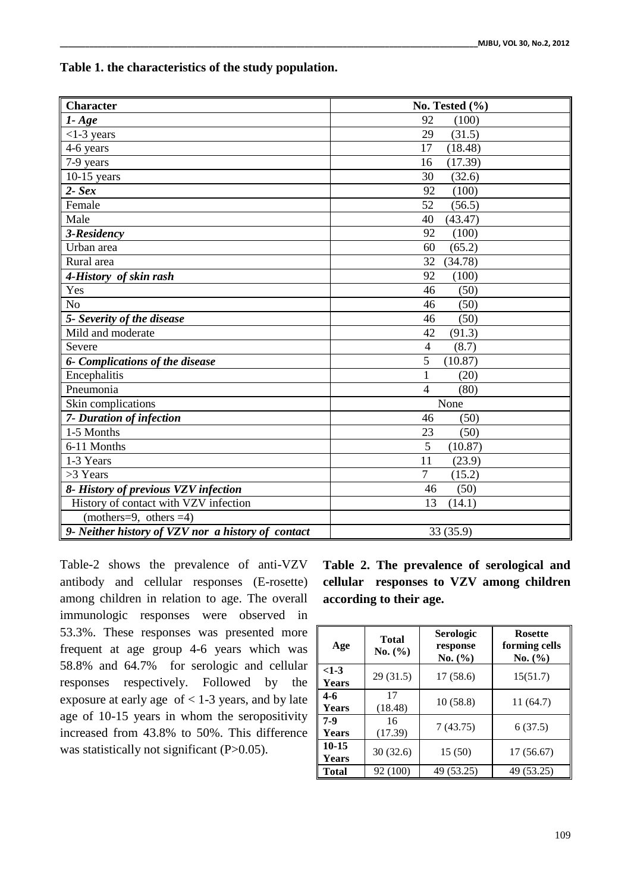**Table 1. the characteristics of the study population.**

| Character | No. Tested (%) |
|---|---|
| ***1- Age*** | 92 (100) |
| <1-3 years | 29 (31.5) |
| 4-6 years | 17 (18.48) |
| 7-9 years | 16 (17.39) |
| 10-15 years | 30 (32.6) |
| ***2- Sex*** | 92 (100) |
| Female | 52 (56.5) |
| Male | 40 (43.47) |
| ***3-Residency*** | 92 (100) |
| Urban area | 60 (65.2) |
| Rural area | 32 (34.78) |
| ***4-History of skin rash*** | 92 (100) |
| Yes | 46 (50) |
| No | 46 (50) |
| ***5- Severity of the disease*** | 46 (50) |
| Mild and moderate | 42 (91.3) |
| Severe | 4 (8.7) |
| ***6- Complications of the disease*** | 5 (10.87) |
| Encephalitis | 1 (20) |
| Pneumonia | 4 (80) |
| Skin complications | None |
| ***7- Duration of infection*** | 46 (50) |
| 1-5 Months | 23 (50) |
| 6-11 Months | 5 (10.87) |
| 1-3 Years | 11 (23.9) |
| >3 Years | 7 (15.2) |
| ***8- History of previous VZV infection*** | 46 (50) |
| History of contact with VZV infection | 13 (14.1) |
| (mothers=9, others =4) | |
| ***9- Neither history of VZV nor a history of contact*** | 33 (35.9) |

Table-2 shows the prevalence of anti-VZV antibody and cellular responses (E-rosette) among children in relation to age. The overall immunologic responses were observed in 53.3%. These responses was presented more frequent at age group 4-6 years which was 58.8% and 64.7% for serologic and cellular responses respectively. Followed by the exposure at early age of < 1-3 years, and by late age of 10-15 years in whom the seropositivity increased from 43.8% to 50%. This difference was statistically not significant (P>0.05).

**Table 2. The prevalence of serological and cellular responses to VZV among children according to their age.**

| Age | Total No. (%) | Serologic response No. (%) | Rosette forming cells No. (%) |
|---|---|---|---|
| **<1-3 Years** | 29 (31.5) | 17 (58.6) | 15(51.7) |
| **4-6 Years** | 17 (18.48) | 10 (58.8) | 11 (64.7) |
| **7-9 Years** | 16 (17.39) | 7 (43.75) | 6 (37.5) |
| **10-15 Years** | 30 (32.6) | 15 (50) | 17 (56.67) |
| **Total** | 92 (100) | 49 (53.25) | 49 (53.25) |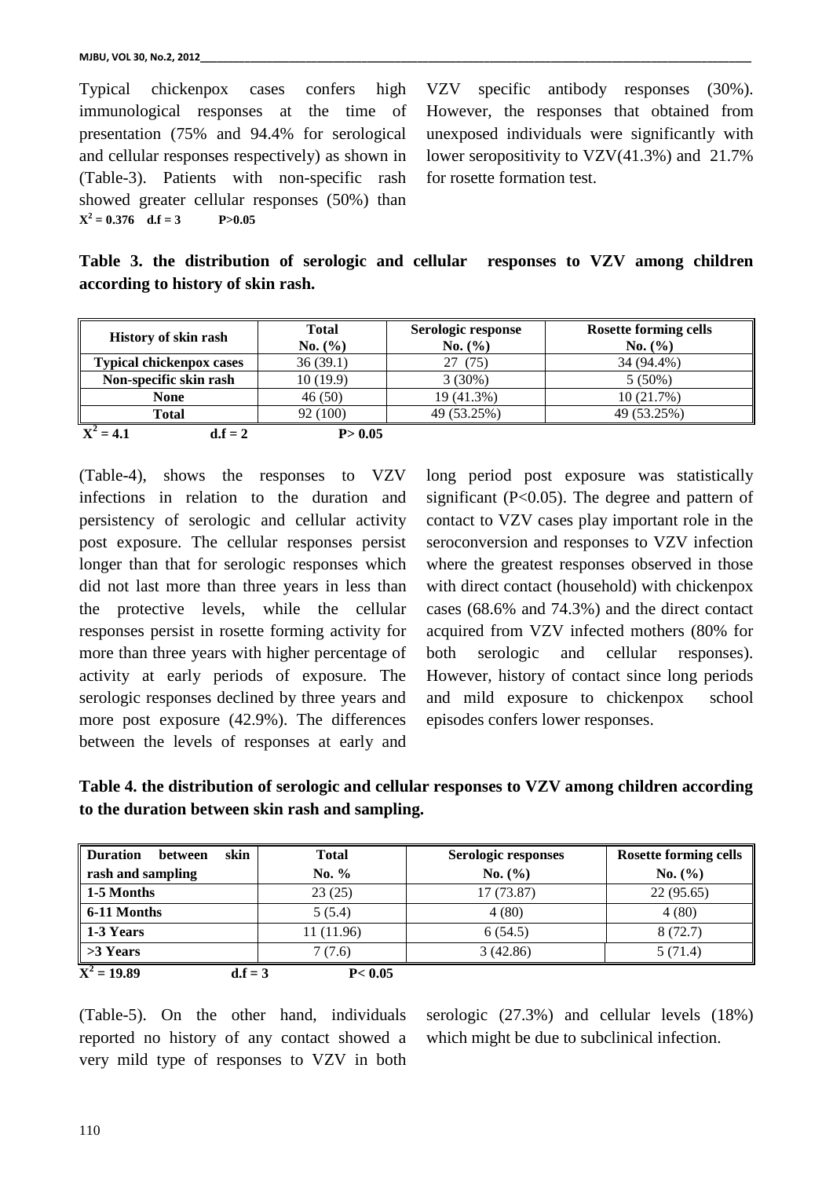Typical chickenpox cases confers high immunological responses at the time of presentation (75% and 94.4% for serological and cellular responses respectively) as shown in (Table-3). Patients with non-specific rash showed greater cellular responses (50%) than VZV specific antibody responses (30%). However, the responses that obtained from unexposed individuals were significantly with lower seropositivity to VZV(41.3%) and 21.7% for rosette formation test.

$X^2 = 0.376$ d.f = 3 P>0.05

**Table 3. the distribution of serologic and cellular responses to VZV among children according to history of skin rash.**

| History of skin rash | Total No. (%) | Serologic response No. (%) | Rosette forming cells No. (%) |
|---|---|---|---|
| Typical chickenpox cases | 36 (39.1) | 27 (75) | 34 (94.4%) |
| Non-specific skin rash | 10 (19.9) | 3 (30%) | 5 (50%) |
| None | 46 (50) | 19 (41.3%) | 10 (21.7%) |
| Total | 92 (100) | 49 (53.25%) | 49 (53.25%) |

$X^2 = 4.1$ d.f = 2 P> 0.05

(Table-4), shows the responses to VZV infections in relation to the duration and persistency of serologic and cellular activity post exposure. The cellular responses persist longer than that for serologic responses which did not last more than three years in less than the protective levels, while the cellular responses persist in rosette forming activity for more than three years with higher percentage of activity at early periods of exposure. The serologic responses declined by three years and more post exposure (42.9%). The differences between the levels of responses at early and long period post exposure was statistically significant (P<0.05). The degree and pattern of contact to VZV cases play important role in the seroconversion and responses to VZV infection where the greatest responses observed in those with direct contact (household) with chickenpox cases (68.6% and 74.3%) and the direct contact acquired from VZV infected mothers (80% for both serologic and cellular responses). However, history of contact since long periods and mild exposure to chickenpox school episodes confers lower responses.

**Table 4. the distribution of serologic and cellular responses to VZV among children according to the duration between skin rash and sampling.**

| Duration between skin rash and sampling | Total No. % | Serologic responses No. (%) | Rosette forming cells No. (%) |
|---|---|---|---|
| 1-5 Months | 23 (25) | 17 (73.87) | 22 (95.65) |
| 6-11 Months | 5 (5.4) | 4 (80) | 4 (80) |
| 1-3 Years | 11 (11.96) | 6 (54.5) | 8 (72.7) |
| >3 Years | 7 (7.6) | 3 (42.86) | 5 (71.4) |

$X^2 = 19.89$ d.f = 3 P< 0.05

(Table-5). On the other hand, individuals reported no history of any contact showed a very mild type of responses to VZV in both serologic (27.3%) and cellular levels (18%) which might be due to subclinical infection.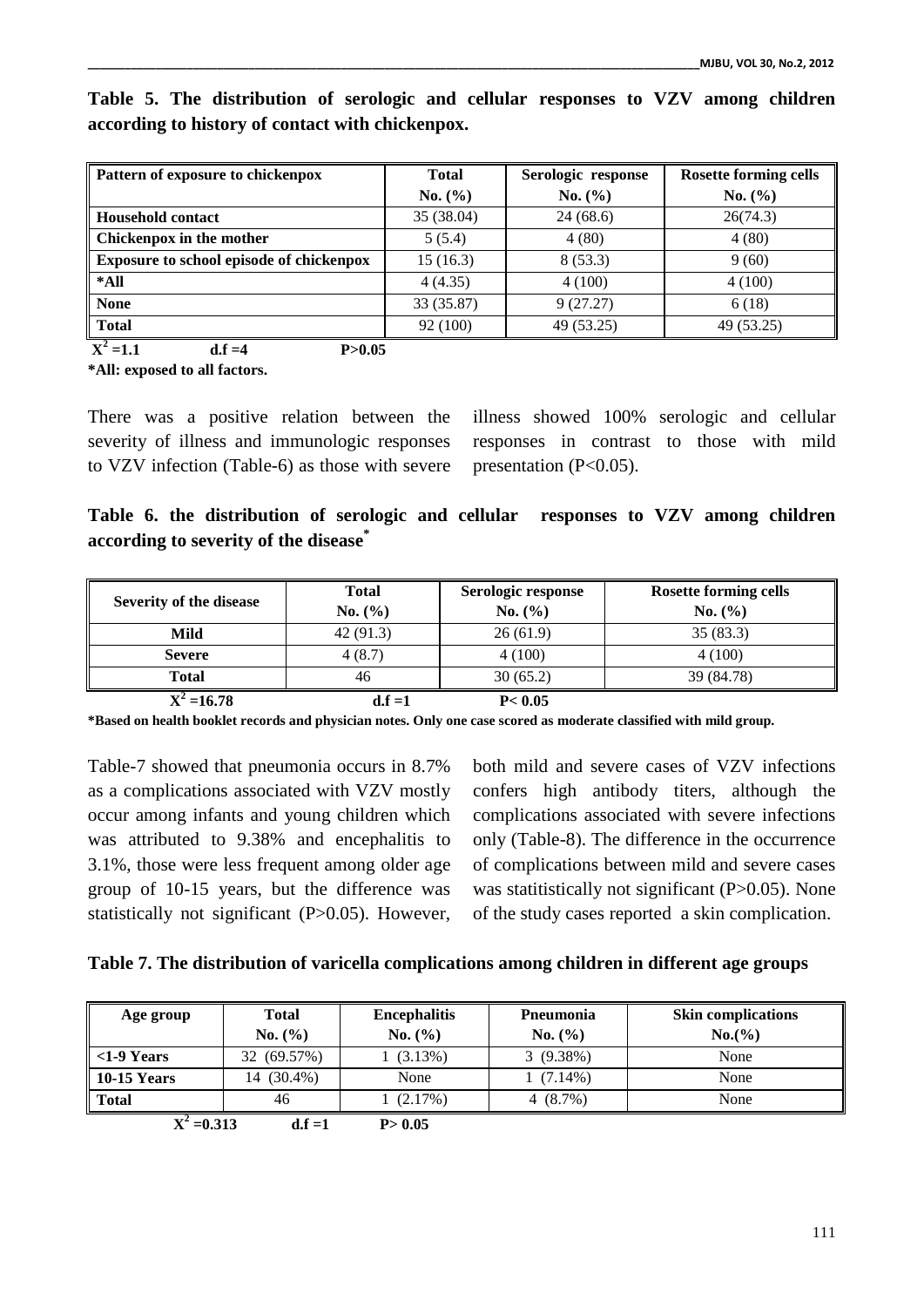**Table 5. The distribution of serologic and cellular responses to VZV among children according to history of contact with chickenpox.**

| Pattern of exposure to chickenpox | Total No. (%) | Serologic response No. (%) | Rosette forming cells No. (%) |
|---|---|---|---|
| **Household contact** | 35 (38.04) | 24 (68.6) | 26(74.3) |
| **Chickenpox in the mother** | 5 (5.4) | 4 (80) | 4 (80) |
| **Exposure to school episode of chickenpox** | 15 (16.3) | 8 (53.3) | 9 (60) |
| ***All** | 4 (4.35) | 4 (100) | 4 (100) |
| **None** | 33 (35.87) | 9 (27.27) | 6 (18) |
| **Total** | 92 (100) | 49 (53.25) | 49 (53.25) |

**$X^2$ =1.1 d.f =4 P>0.05**

***All: exposed to all factors.**

There was a positive relation between the severity of illness and immunologic responses to VZV infection (Table-6) as those with severe illness showed 100% serologic and cellular responses in contrast to those with mild presentation (P<0.05).

**Table 6. the distribution of serologic and cellular responses to VZV among children according to severity of the disease***

| Severity of the disease | Total No. (%) | Serologic response No. (%) | Rosette forming cells No. (%) |
|---|---|---|---|
| **Mild** | 42 (91.3) | 26 (61.9) | 35 (83.3) |
| **Severe** | 4 (8.7) | 4 (100) | 4 (100) |
| **Total** | 46 | 30 (65.2) | 39 (84.78) |

**$X^2$ =16.78 d.f =1 P< 0.05**

***Based on health booklet records and physician notes. Only one case scored as moderate classified with mild group.**

Table-7 showed that pneumonia occurs in 8.7% as a complications associated with VZV mostly occur among infants and young children which was attributed to 9.38% and encephalitis to 3.1%, those were less frequent among older age group of 10-15 years, but the difference was statistically not significant (P>0.05). However, both mild and severe cases of VZV infections confers high antibody titers, although the complications associated with severe infections only (Table-8). The difference in the occurrence of complications between mild and severe cases was statitistically not significant (P>0.05). None of the study cases reported a skin complication.

**Table 7. The distribution of varicella complications among children in different age groups**

| Age group | Total No. (%) | Encephalitis No. (%) | Pneumonia No. (%) | Skin complications No.(%) |
|---|---|---|---|---|
| **<1-9 Years** | 32 (69.57%) | 1 (3.13%) | 3 (9.38%) | None |
| **10-15 Years** | 14 (30.4%) | None | 1 (7.14%) | None |
| **Total** | 46 | 1 (2.17%) | 4 (8.7%) | None |

**$X^2$ =0.313 d.f =1 P> 0.05**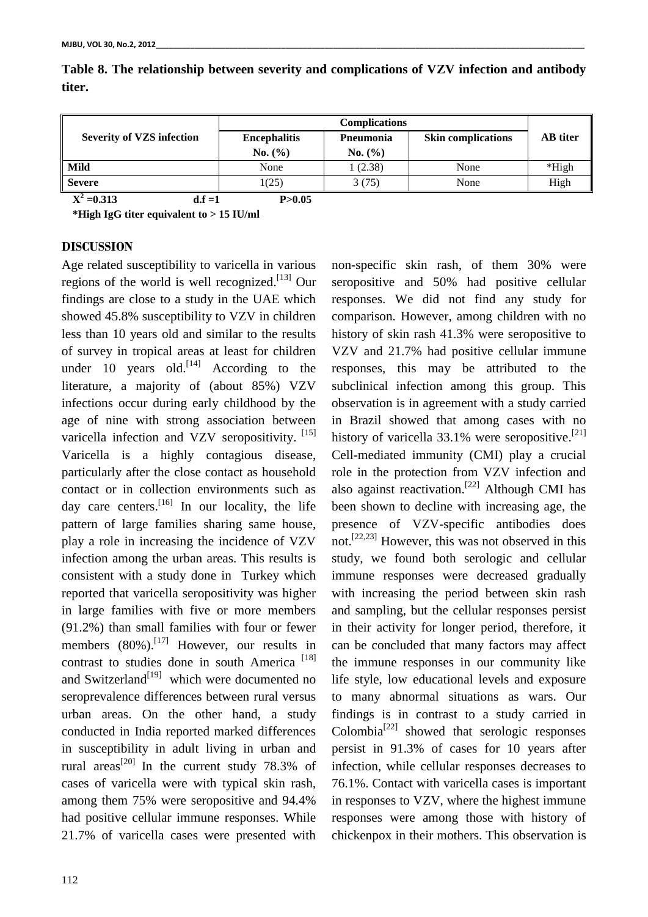**Table 8. The relationship between severity and complications of VZV infection and antibody titer.**

| Severity of VZS infection | Complications | | | AB titer |
|---|---|---|---|---|
| | Encephalitis No. (%) | Pneumonia No. (%) | Skin complications | |
| **Mild** | None | 1 (2.38) | None | *High |
| **Severe** | 1(25) | 3 (75) | None | High |

$X^2$ =0.313 d.f =1 P>0.05

*High IgG titer equivalent to > 15 IU/ml

## DISCUSSION

Age related susceptibility to varicella in various regions of the world is well recognized.[13] Our findings are close to a study in the UAE which showed 45.8% susceptibility to VZV in children less than 10 years old and similar to the results of survey in tropical areas at least for children under 10 years old.[14] According to the literature, a majority of (about 85%) VZV infections occur during early childhood by the age of nine with strong association between varicella infection and VZV seropositivity. [15] Varicella is a highly contagious disease, particularly after the close contact as household contact or in collection environments such as day care centers.[16] In our locality, the life pattern of large families sharing same house, play a role in increasing the incidence of VZV infection among the urban areas. This results is consistent with a study done in Turkey which reported that varicella seropositivity was higher in large families with five or more members (91.2%) than small families with four or fewer members (80%).[17] However, our results in contrast to studies done in south America [18] and Switzerland[19] which were documented no seroprevalence differences between rural versus urban areas. On the other hand, a study conducted in India reported marked differences in susceptibility in adult living in urban and rural areas[20] In the current study 78.3% of cases of varicella were with typical skin rash, among them 75% were seropositive and 94.4% had positive cellular immune responses. While 21.7% of varicella cases were presented with non-specific skin rash, of them 30% were seropositive and 50% had positive cellular responses. We did not find any study for comparison. However, among children with no history of skin rash 41.3% were seropositive to VZV and 21.7% had positive cellular immune responses, this may be attributed to the subclinical infection among this group. This observation is in agreement with a study carried in Brazil showed that among cases with no history of varicella 33.1% were seropositive.[21] Cell-mediated immunity (CMI) play a crucial role in the protection from VZV infection and also against reactivation.[22] Although CMI has been shown to decline with increasing age, the presence of VZV-specific antibodies does not.[22,23] However, this was not observed in this study, we found both serologic and cellular immune responses were decreased gradually with increasing the period between skin rash and sampling, but the cellular responses persist in their activity for longer period, therefore, it can be concluded that many factors may affect the immune responses in our community like life style, low educational levels and exposure to many abnormal situations as wars. Our findings is in contrast to a study carried in Colombia[22] showed that serologic responses persist in 91.3% of cases for 10 years after infection, while cellular responses decreases to 76.1%. Contact with varicella cases is important in responses to VZV, where the highest immune responses were among those with history of chickenpox in their mothers. This observation is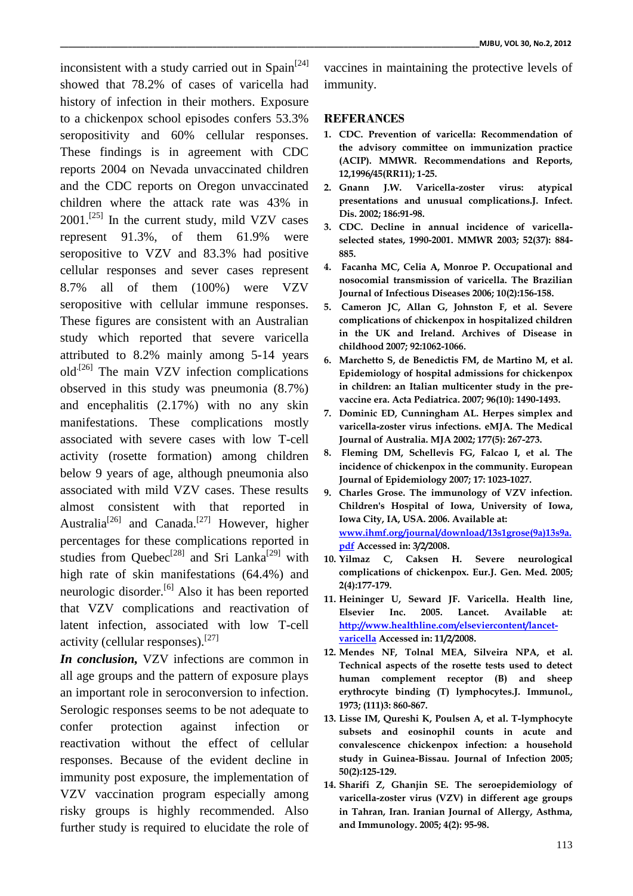inconsistent with a study carried out in Spain[24] showed that 78.2% of cases of varicella had history of infection in their mothers. Exposure to a chickenpox school episodes confers 53.3% seropositivity and 60% cellular responses. These findings is in agreement with CDC reports 2004 on Nevada unvaccinated children and the CDC reports on Oregon unvaccinated children where the attack rate was 43% in 2001.[25] In the current study, mild VZV cases represent 91.3%, of them 61.9% were seropositive to VZV and 83.3% had positive cellular responses and sever cases represent 8.7% all of them (100%) were VZV seropositive with cellular immune responses. These figures are consistent with an Australian study which reported that severe varicella attributed to 8.2% mainly among 5-14 years old.[26] The main VZV infection complications observed in this study was pneumonia (8.7%) and encephalitis (2.17%) with no any skin manifestations. These complications mostly associated with severe cases with low T-cell activity (rosette formation) among children below 9 years of age, although pneumonia also associated with mild VZV cases. These results almost consistent with that reported in Australia[26] and Canada.[27] However, higher percentages for these complications reported in studies from Quebec[28] and Sri Lanka[29] with high rate of skin manifestations (64.4%) and neurologic disorder.[6] Also it has been reported that VZV complications and reactivation of latent infection, associated with low T-cell activity (cellular responses).[27]

***In conclusion,*** VZV infections are common in all age groups and the pattern of exposure plays an important role in seroconversion to infection. Serologic responses seems to be not adequate to confer protection against infection or reactivation without the effect of cellular responses. Because of the evident decline in immunity post exposure, the implementation of VZV vaccination program especially among risky groups is highly recommended. Also further study is required to elucidate the role of vaccines in maintaining the protective levels of immunity.

## REFERANCES

1. **CDC. Prevention of varicella: Recommendation of the advisory committee on immunization practice (ACIP). MMWR. Recommendations and Reports, 12,1996/45(RR11); 1-25.**
2. **Gnann J.W. Varicella-zoster virus: atypical presentations and unusual complications.J. Infect. Dis. 2002; 186:91-98.**
3. **CDC. Decline in annual incidence of varicella-selected states, 1990-2001. MMWR 2003; 52(37): 884-885.**
4. **Facanha MC, Celia A, Monroe P. Occupational and nosocomial transmission of varicella. The Brazilian Journal of Infectious Diseases 2006; 10(2):156-158.**
5. **Cameron JC, Allan G, Johnston F, et al. Severe complications of chickenpox in hospitalized children in the UK and Ireland. Archives of Disease in childhood 2007; 92:1062-1066.**
6. **Marchetto S, de Benedictis FM, de Martino M, et al. Epidemiology of hospital admissions for chickenpox in children: an Italian multicenter study in the pre-vaccine era. Acta Pediatrica. 2007; 96(10): 1490-1493.**
7. **Dominic ED, Cunningham AL. Herpes simplex and varicella-zoster virus infections. eMJA. The Medical Journal of Australia. MJA 2002; 177(5): 267-273.**
8. **Fleming DM, Schellevis FG, Falcao I, et al. The incidence of chickenpox in the community. European Journal of Epidemiology 2007; 17: 1023-1027.**
9. **Charles Grose. The immunology of VZV infection. Children's Hospital of Iowa, University of Iowa, Iowa City, IA, USA. 2006. Available at: www.ihmf.org/journal/download/13s1grose(9a)13s9a.pdf Accessed in: 3/2/2008.**
10. **Yilmaz C, Caksen H. Severe neurological complications of chickenpox. Eur.J. Gen. Med. 2005; 2(4):177-179.**
11. **Heininger U, Seward JF. Varicella. Health line, Elsevier Inc. 2005. Lancet. Available at: http://www.healthline.com/elseviercontent/lancet-varicella Accessed in: 11/2/2008.**
12. **Mendes NF, Tolnal MEA, Silveira NPA, et al. Technical aspects of the rosette tests used to detect human complement receptor (B) and sheep erythrocyte binding (T) lymphocytes.J. Immunol., 1973; (111)3: 860-867.**
13. **Lisse IM, Qureshi K, Poulsen A, et al. T-lymphocyte subsets and eosinophil counts in acute and convalescence chickenpox infection: a household study in Guinea-Bissau. Journal of Infection 2005; 50(2):125-129.**
14. **Sharifi Z, Ghanjin SE. The seroepidemiology of varicella-zoster virus (VZV) in different age groups in Tahran, Iran. Iranian Journal of Allergy, Asthma, and Immunology. 2005; 4(2): 95-98.**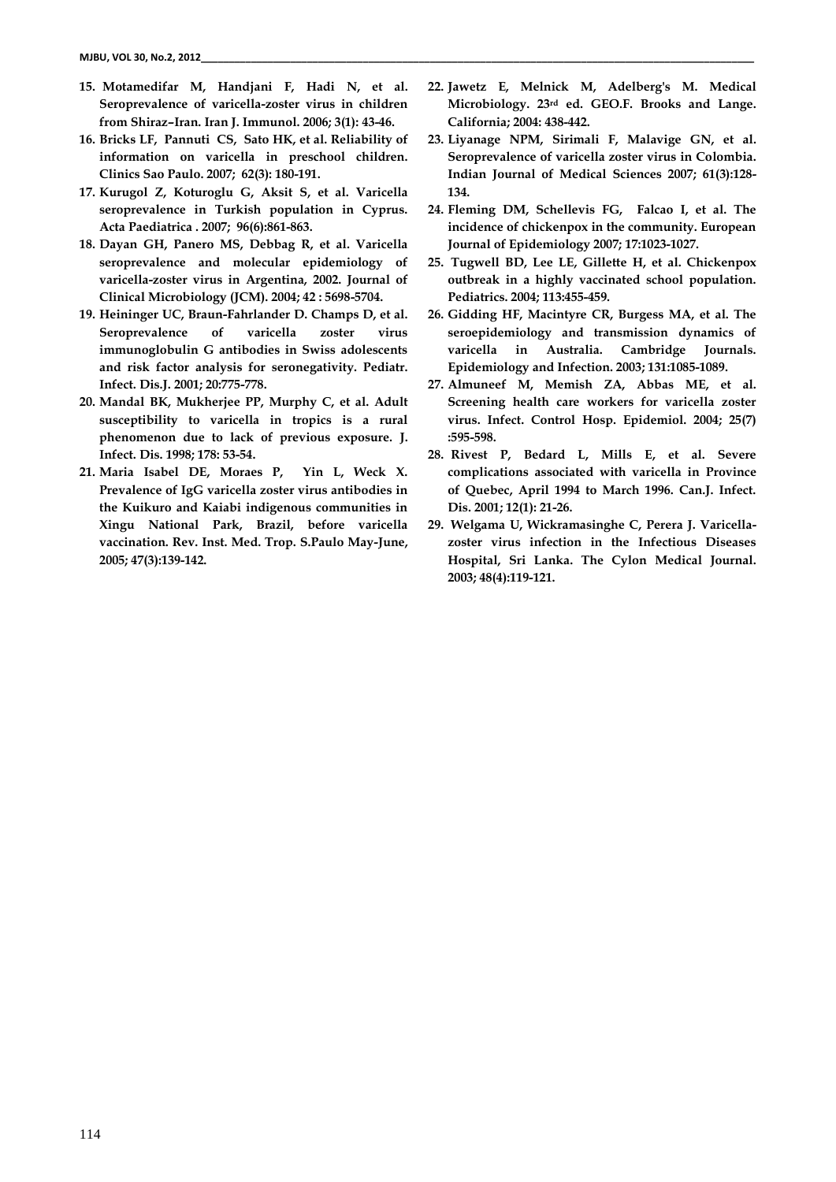15. **Motamedifar M, Handjani F, Hadi N, et al. Seroprevalence of varicella-zoster virus in children from Shiraz–Iran. Iran J. Immunol. 2006; 3(1): 43-46.**
16. **Bricks LF, Pannuti CS, Sato HK, et al. Reliability of information on varicella in preschool children. Clinics Sao Paulo. 2007; 62(3): 180-191.**
17. **Kurugol Z, Koturoglu G, Aksit S, et al. Varicella seroprevalence in Turkish population in Cyprus. Acta Paediatrica . 2007; 96(6):861-863.**
18. **Dayan GH, Panero MS, Debbag R, et al. Varicella seroprevalence and molecular epidemiology of varicella-zoster virus in Argentina, 2002. Journal of Clinical Microbiology (JCM). 2004; 42 : 5698-5704.**
19. **Heininger UC, Braun-Fahrlander D. Champs D, et al. Seroprevalence of varicella zoster virus immunoglobulin G antibodies in Swiss adolescents and risk factor analysis for seronegativity. Pediatr. Infect. Dis.J. 2001; 20:775-778.**
20. **Mandal BK, Mukherjee PP, Murphy C, et al. Adult susceptibility to varicella in tropics is a rural phenomenon due to lack of previous exposure. J. Infect. Dis. 1998; 178: 53-54.**
21. **Maria Isabel DE, Moraes P, Yin L, Weck X. Prevalence of IgG varicella zoster virus antibodies in the Kuikuro and Kaiabi indigenous communities in Xingu National Park, Brazil, before varicella vaccination. Rev. Inst. Med. Trop. S.Paulo May-June, 2005; 47(3):139-142.**
22. **Jawetz E, Melnick M, Adelberg's M. Medical Microbiology. 23rd ed. GEO.F. Brooks and Lange. California; 2004: 438-442.**
23. **Liyanage NPM, Sirimali F, Malavige GN, et al. Seroprevalence of varicella zoster virus in Colombia. Indian Journal of Medical Sciences 2007; 61(3):128-134.**
24. **Fleming DM, Schellevis FG, Falcao I, et al. The incidence of chickenpox in the community. European Journal of Epidemiology 2007; 17:1023-1027.**
25. **Tugwell BD, Lee LE, Gillette H, et al. Chickenpox outbreak in a highly vaccinated school population. Pediatrics. 2004; 113:455-459.**
26. **Gidding HF, Macintyre CR, Burgess MA, et al. The seroepidemiology and transmission dynamics of varicella in Australia. Cambridge Journals. Epidemiology and Infection. 2003; 131:1085-1089.**
27. **Almuneef M, Memish ZA, Abbas ME, et al. Screening health care workers for varicella zoster virus. Infect. Control Hosp. Epidemiol. 2004; 25(7) :595-598.**
28. **Rivest P, Bedard L, Mills E, et al. Severe complications associated with varicella in Province of Quebec, April 1994 to March 1996. Can.J. Infect. Dis. 2001; 12(1): 21-26.**
29. **Welgama U, Wickramasinghe C, Perera J. Varicella-zoster virus infection in the Infectious Diseases Hospital, Sri Lanka. The Cylon Medical Journal. 2003; 48(4):119-121.**